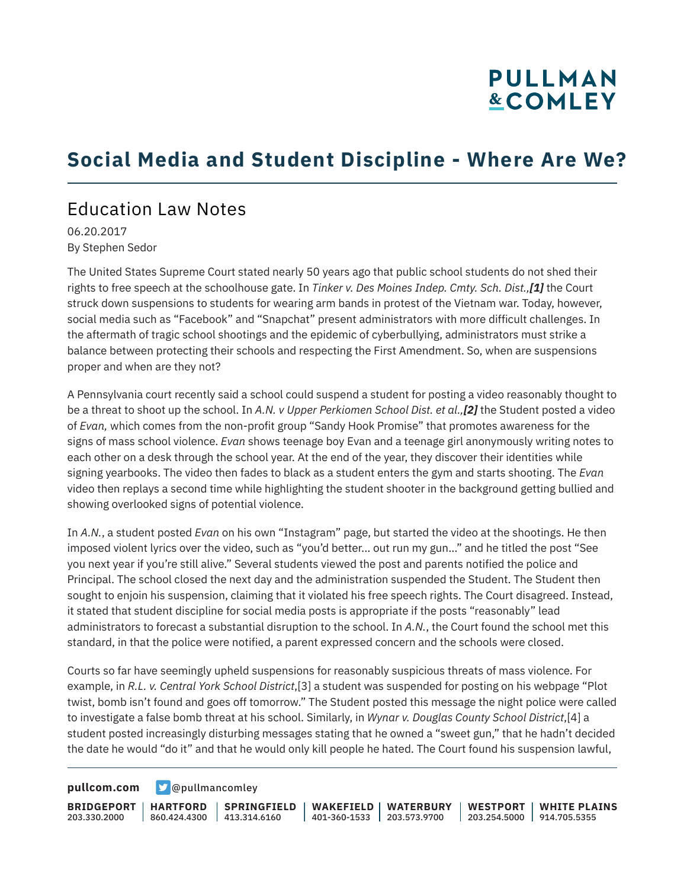# Social Media and Student Discipline - Where Are We?

## Education Law Notes

06.20.2017
By Stephen Sedor

The United States Supreme Court stated nearly 50 years ago that public school students do not shed their rights to free speech at the schoolhouse gate. In *Tinker v. Des Moines Indep. Cmty. Sch. Dist.,**[1]*** the Court struck down suspensions to students for wearing arm bands in protest of the Vietnam war. Today, however, social media such as "Facebook" and "Snapchat" present administrators with more difficult challenges. In the aftermath of tragic school shootings and the epidemic of cyberbullying, administrators must strike a balance between protecting their schools and respecting the First Amendment. So, when are suspensions proper and when are they not?

A Pennsylvania court recently said a school could suspend a student for posting a video reasonably thought to be a threat to shoot up the school. In *A.N. v Upper Perkiomen School Dist. et al.,**[2]*** the Student posted a video of *Evan,* which comes from the non-profit group "Sandy Hook Promise" that promotes awareness for the signs of mass school violence. *Evan* shows teenage boy Evan and a teenage girl anonymously writing notes to each other on a desk through the school year. At the end of the year, they discover their identities while signing yearbooks. The video then fades to black as a student enters the gym and starts shooting. The *Evan* video then replays a second time while highlighting the student shooter in the background getting bullied and showing overlooked signs of potential violence.

In *A.N.*, a student posted *Evan* on his own "Instagram" page, but started the video at the shootings. He then imposed violent lyrics over the video, such as "you'd better... out run my gun..." and he titled the post "See you next year if you're still alive." Several students viewed the post and parents notified the police and Principal. The school closed the next day and the administration suspended the Student. The Student then sought to enjoin his suspension, claiming that it violated his free speech rights. The Court disagreed. Instead, it stated that student discipline for social media posts is appropriate if the posts "reasonably" lead administrators to forecast a substantial disruption to the school. In *A.N.*, the Court found the school met this standard, in that the police were notified, a parent expressed concern and the schools were closed.

Courts so far have seemingly upheld suspensions for reasonably suspicious threats of mass violence. For example, in *R.L. v. Central York School District*,[3] a student was suspended for posting on his webpage "Plot twist, bomb isn't found and goes off tomorrow." The Student posted this message the night police were called to investigate a false bomb threat at his school. Similarly, in *Wynar v. Douglas County School District*,[4] a student posted increasingly disturbing messages stating that he owned a "sweet gun," that he hadn't decided the date he would "do it" and that he would only kill people he hated. The Court found his suspension lawful,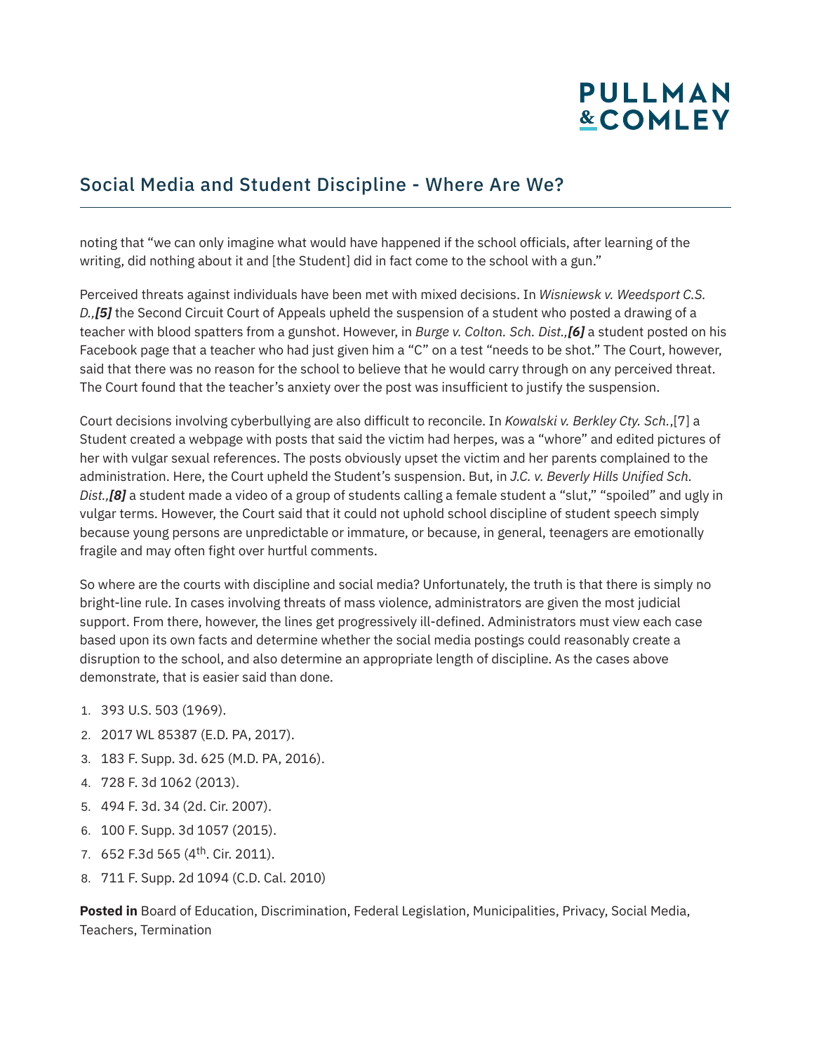noting that “we can only imagine what would have happened if the school officials, after learning of the writing, did nothing about it and [the Student] did in fact come to the school with a gun.”

Perceived threats against individuals have been met with mixed decisions. In *Wisniewsk v. Weedsport C.S. D.,**[5]*** the Second Circuit Court of Appeals upheld the suspension of a student who posted a drawing of a teacher with blood spatters from a gunshot. However, in *Burge v. Colton. Sch. Dist.,**[6]*** a student posted on his Facebook page that a teacher who had just given him a “C” on a test “needs to be shot.” The Court, however, said that there was no reason for the school to believe that he would carry through on any perceived threat. The Court found that the teacher’s anxiety over the post was insufficient to justify the suspension.

Court decisions involving cyberbullying are also difficult to reconcile. In *Kowalski v. Berkley Cty. Sch.*,[7] a Student created a webpage with posts that said the victim had herpes, was a “whore” and edited pictures of her with vulgar sexual references. The posts obviously upset the victim and her parents complained to the administration. Here, the Court upheld the Student’s suspension. But, in *J.C. v. Beverly Hills Unified Sch. Dist.,**[8]*** a student made a video of a group of students calling a female student a “slut,” “spoiled” and ugly in vulgar terms. However, the Court said that it could not uphold school discipline of student speech simply because young persons are unpredictable or immature, or because, in general, teenagers are emotionally fragile and may often fight over hurtful comments.

So where are the courts with discipline and social media? Unfortunately, the truth is that there is simply no bright-line rule. In cases involving threats of mass violence, administrators are given the most judicial support. From there, however, the lines get progressively ill-defined. Administrators must view each case based upon its own facts and determine whether the social media postings could reasonably create a disruption to the school, and also determine an appropriate length of discipline. As the cases above demonstrate, that is easier said than done.

1. 393 U.S. 503 (1969).
2. 2017 WL 85387 (E.D. PA, 2017).
3. 183 F. Supp. 3d. 625 (M.D. PA, 2016).
4. 728 F. 3d 1062 (2013).
5. 494 F. 3d. 34 (2d. Cir. 2007).
6. 100 F. Supp. 3d 1057 (2015).
7. 652 F.3d 565 (4th. Cir. 2011).
8. 711 F. Supp. 2d 1094 (C.D. Cal. 2010)

**Posted in** Board of Education, Discrimination, Federal Legislation, Municipalities, Privacy, Social Media, Teachers, Termination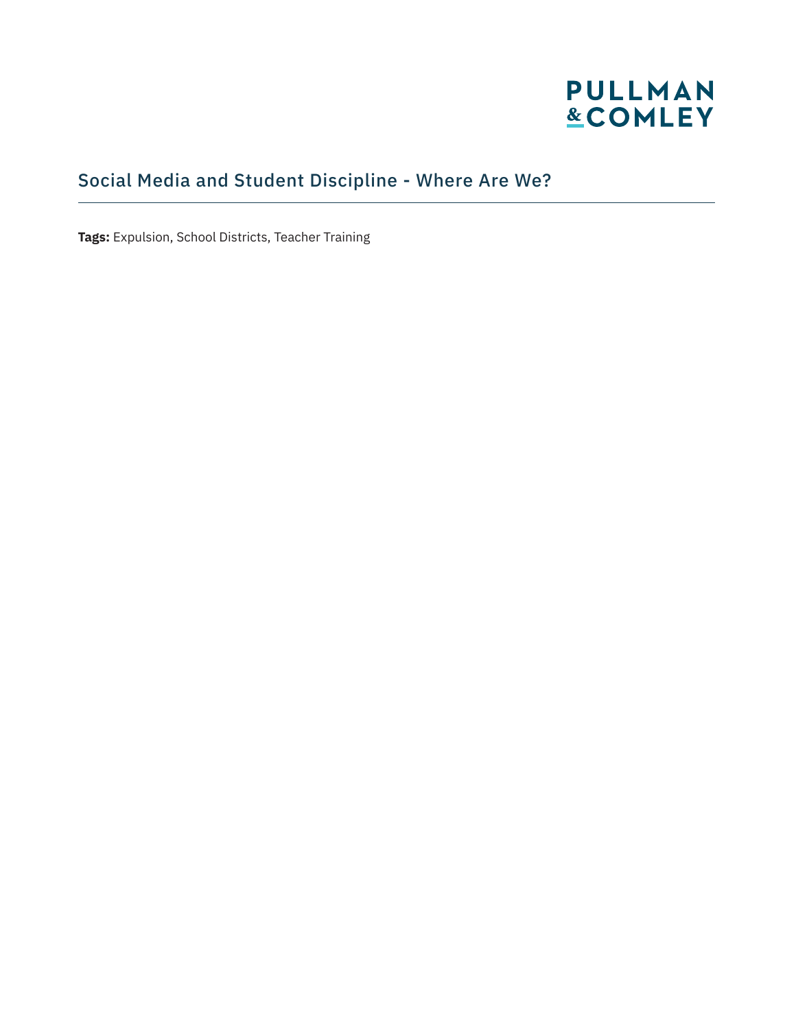# Social Media and Student Discipline - Where Are We?

**Tags:** Expulsion, School Districts, Teacher Training